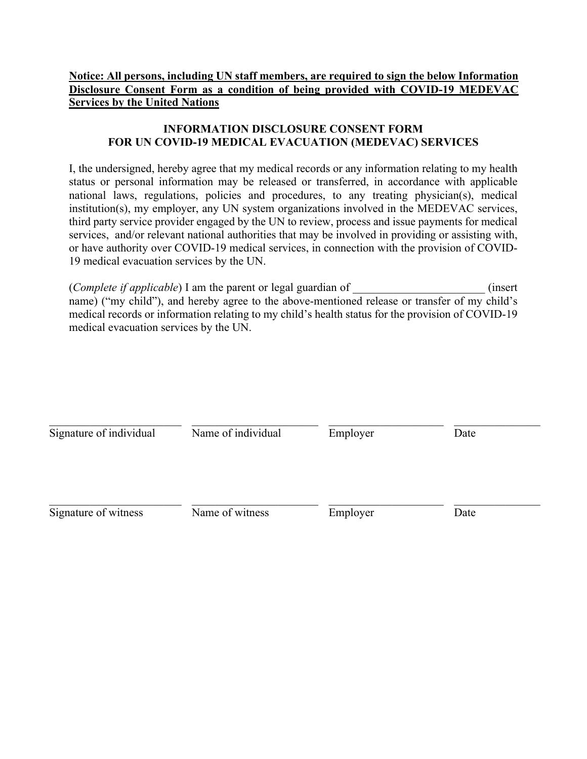**<u>Notice: All persons, including UN staff members, are required to sign the below Information Disclosure Consent Form as a condition of being provided with COVID-19 MEDEVAC Services by the United Nations</u>**

## INFORMATION DISCLOSURE CONSENT FORM FOR UN COVID-19 MEDICAL EVACUATION (MEDEVAC) SERVICES

I, the undersigned, hereby agree that my medical records or any information relating to my health status or personal information may be released or transferred, in accordance with applicable national laws, regulations, policies and procedures, to any treating physician(s), medical institution(s), my employer, any UN system organizations involved in the MEDEVAC services, third party service provider engaged by the UN to review, process and issue payments for medical services, and/or relevant national authorities that may be involved in providing or assisting with, or have authority over COVID-19 medical services, in connection with the provision of COVID-19 medical evacuation services by the UN.

(*Complete if applicable*) I am the parent or legal guardian of _______________________ (insert name) ("my child"), and hereby agree to the above-mentioned release or transfer of my child's medical records or information relating to my child's health status for the provision of COVID-19 medical evacuation services by the UN.

| ______________________ | ______________________ | ______________________ | ______________ |
|---|---|---|---|
| Signature of individual | Name of individual | Employer | Date |

| ______________________ | ______________________ | ______________________ | ______________ |
|---|---|---|---|
| Signature of witness | Name of witness | Employer | Date |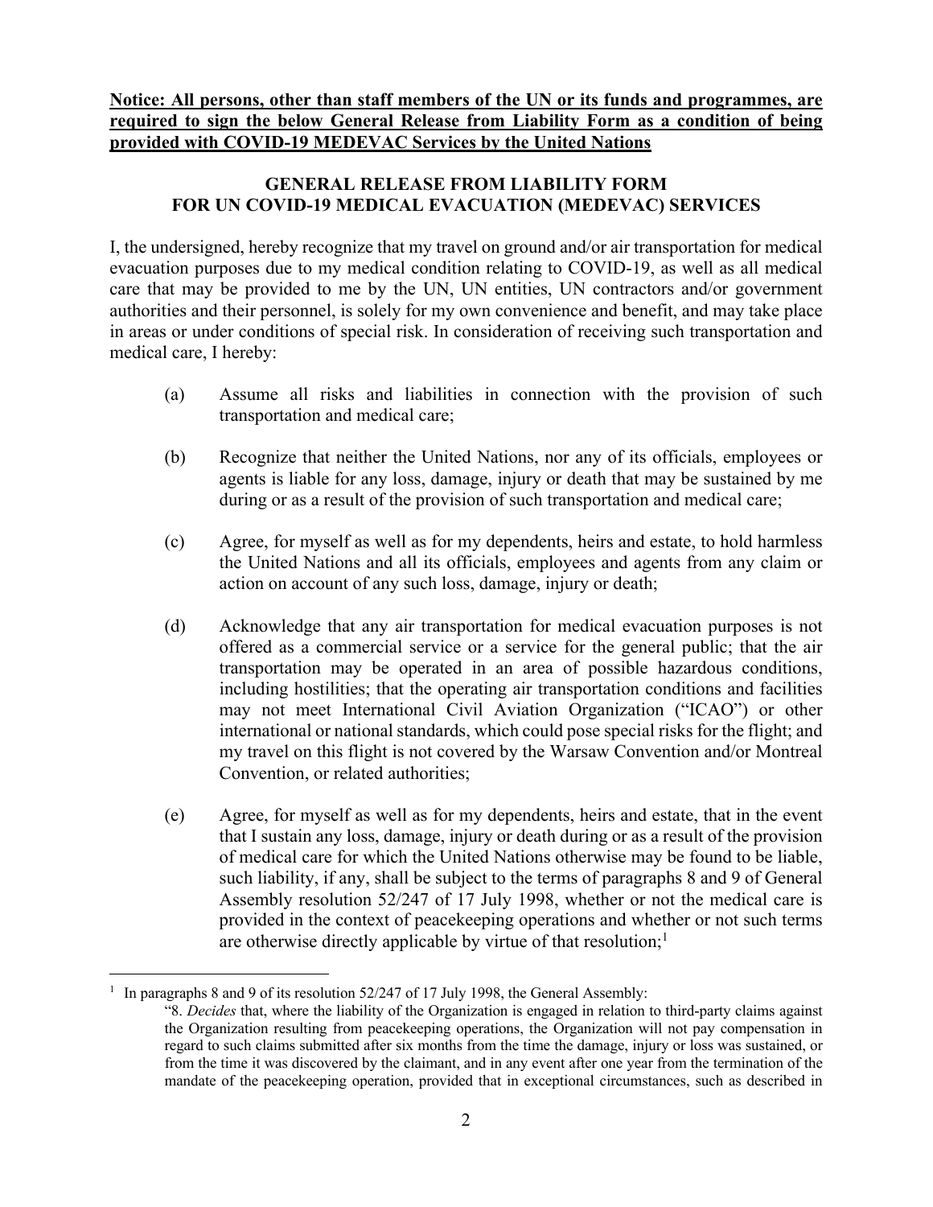**Notice: All persons, other than staff members of the UN or its funds and programmes, are required to sign the below General Release from Liability Form as a condition of being provided with COVID-19 MEDEVAC Services by the United Nations**

## GENERAL RELEASE FROM LIABILITY FORM FOR UN COVID-19 MEDICAL EVACUATION (MEDEVAC) SERVICES

I, the undersigned, hereby recognize that my travel on ground and/or air transportation for medical evacuation purposes due to my medical condition relating to COVID-19, as well as all medical care that may be provided to me by the UN, UN entities, UN contractors and/or government authorities and their personnel, is solely for my own convenience and benefit, and may take place in areas or under conditions of special risk. In consideration of receiving such transportation and medical care, I hereby:

(a) Assume all risks and liabilities in connection with the provision of such transportation and medical care;

(b) Recognize that neither the United Nations, nor any of its officials, employees or agents is liable for any loss, damage, injury or death that may be sustained by me during or as a result of the provision of such transportation and medical care;

(c) Agree, for myself as well as for my dependents, heirs and estate, to hold harmless the United Nations and all its officials, employees and agents from any claim or action on account of any such loss, damage, injury or death;

(d) Acknowledge that any air transportation for medical evacuation purposes is not offered as a commercial service or a service for the general public; that the air transportation may be operated in an area of possible hazardous conditions, including hostilities; that the operating air transportation conditions and facilities may not meet International Civil Aviation Organization ("ICAO") or other international or national standards, which could pose special risks for the flight; and my travel on this flight is not covered by the Warsaw Convention and/or Montreal Convention, or related authorities;

(e) Agree, for myself as well as for my dependents, heirs and estate, that in the event that I sustain any loss, damage, injury or death during or as a result of the provision of medical care for which the United Nations otherwise may be found to be liable, such liability, if any, shall be subject to the terms of paragraphs 8 and 9 of General Assembly resolution 52/247 of 17 July 1998, whether or not the medical care is provided in the context of peacekeeping operations and whether or not such terms are otherwise directly applicable by virtue of that resolution;[1]

---

[1] In paragraphs 8 and 9 of its resolution 52/247 of 17 July 1998, the General Assembly:

"8. *Decides* that, where the liability of the Organization is engaged in relation to third-party claims against the Organization resulting from peacekeeping operations, the Organization will not pay compensation in regard to such claims submitted after six months from the time the damage, injury or loss was sustained, or from the time it was discovered by the claimant, and in any event after one year from the termination of the mandate of the peacekeeping operation, provided that in exceptional circumstances, such as described in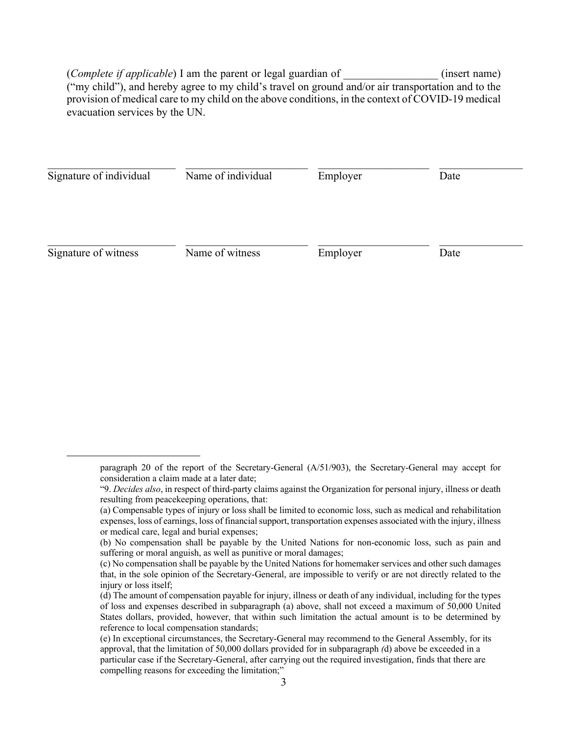(*Complete if applicable*) I am the parent or legal guardian of \_\_\_\_\_\_\_\_\_\_\_\_\_\_\_\_ (insert name) ("my child"), and hereby agree to my child's travel on ground and/or air transportation and to the provision of medical care to my child on the above conditions, in the context of COVID-19 medical evacuation services by the UN.

| | | | |
|---|---|---|---|
| \_\_\_\_\_\_\_\_\_\_\_\_\_\_\_\_\_\_\_\_ | \_\_\_\_\_\_\_\_\_\_\_\_\_\_\_\_\_\_\_\_ | \_\_\_\_\_\_\_\_\_\_\_\_\_\_\_\_\_\_ | \_\_\_\_\_\_\_\_\_\_\_\_\_\_ |
| Signature of individual | Name of individual | Employer | Date |
| | | | |
| \_\_\_\_\_\_\_\_\_\_\_\_\_\_\_\_\_\_\_\_ | \_\_\_\_\_\_\_\_\_\_\_\_\_\_\_\_\_\_\_\_ | \_\_\_\_\_\_\_\_\_\_\_\_\_\_\_\_\_\_ | \_\_\_\_\_\_\_\_\_\_\_\_\_\_ |
| Signature of witness | Name of witness | Employer | Date |

---

paragraph 20 of the report of the Secretary-General (A/51/903), the Secretary-General may accept for consideration a claim made at a later date;

"9. *Decides also*, in respect of third-party claims against the Organization for personal injury, illness or death resulting from peacekeeping operations, that:

(a) Compensable types of injury or loss shall be limited to economic loss, such as medical and rehabilitation expenses, loss of earnings, loss of financial support, transportation expenses associated with the injury, illness or medical care, legal and burial expenses;

(b) No compensation shall be payable by the United Nations for non-economic loss, such as pain and suffering or moral anguish, as well as punitive or moral damages;

(c) No compensation shall be payable by the United Nations for homemaker services and other such damages that, in the sole opinion of the Secretary-General, are impossible to verify or are not directly related to the injury or loss itself;

(d) The amount of compensation payable for injury, illness or death of any individual, including for the types of loss and expenses described in subparagraph (a) above, shall not exceed a maximum of 50,000 United States dollars, provided, however, that within such limitation the actual amount is to be determined by reference to local compensation standards;

(e) In exceptional circumstances, the Secretary-General may recommend to the General Assembly, for its approval, that the limitation of 50,000 dollars provided for in subparagraph *(*d) above be exceeded in a particular case if the Secretary-General, after carrying out the required investigation, finds that there are compelling reasons for exceeding the limitation;"